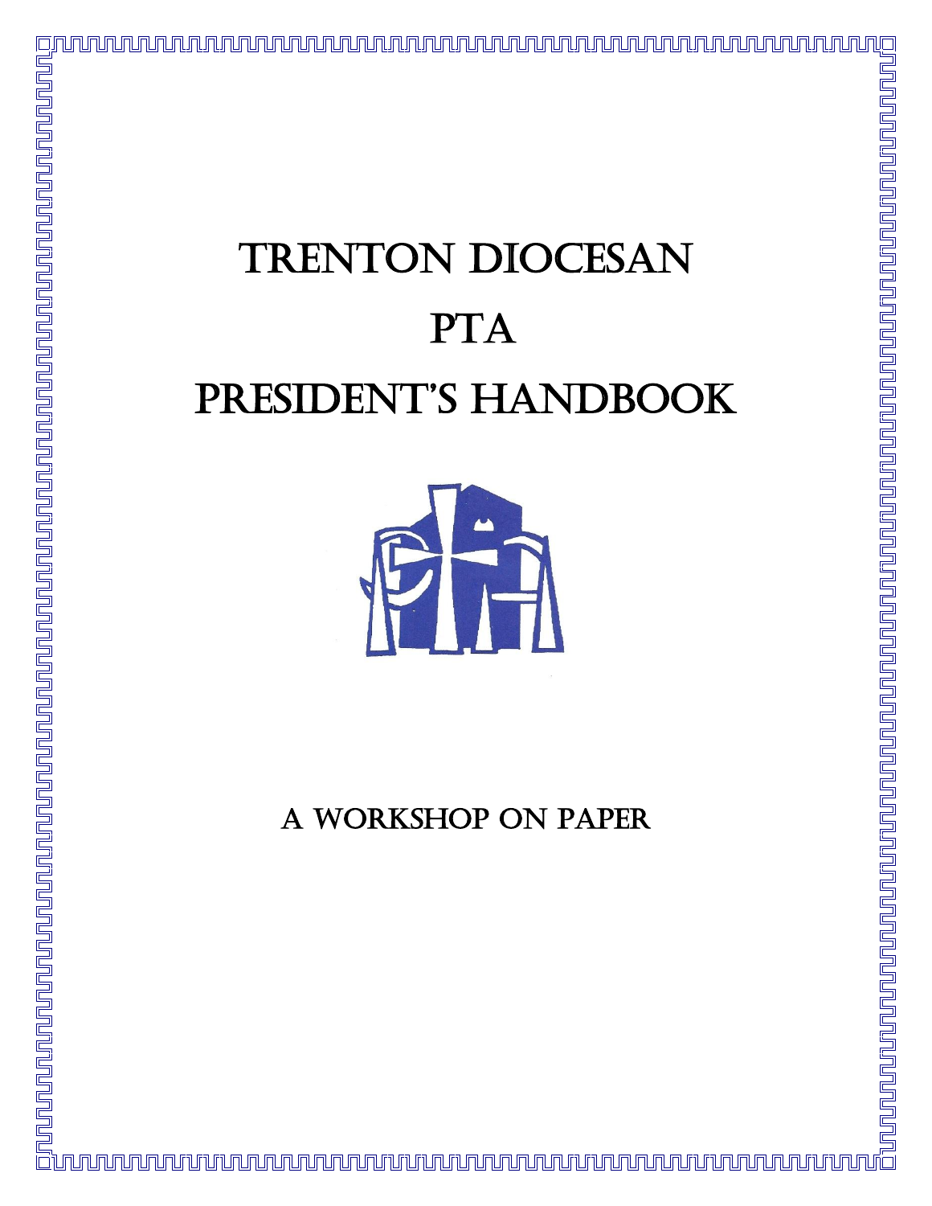# TRENTON DIOCESAN PTA PRESIDENT'S HANDBOOK

A WORKSHOP ON PAPER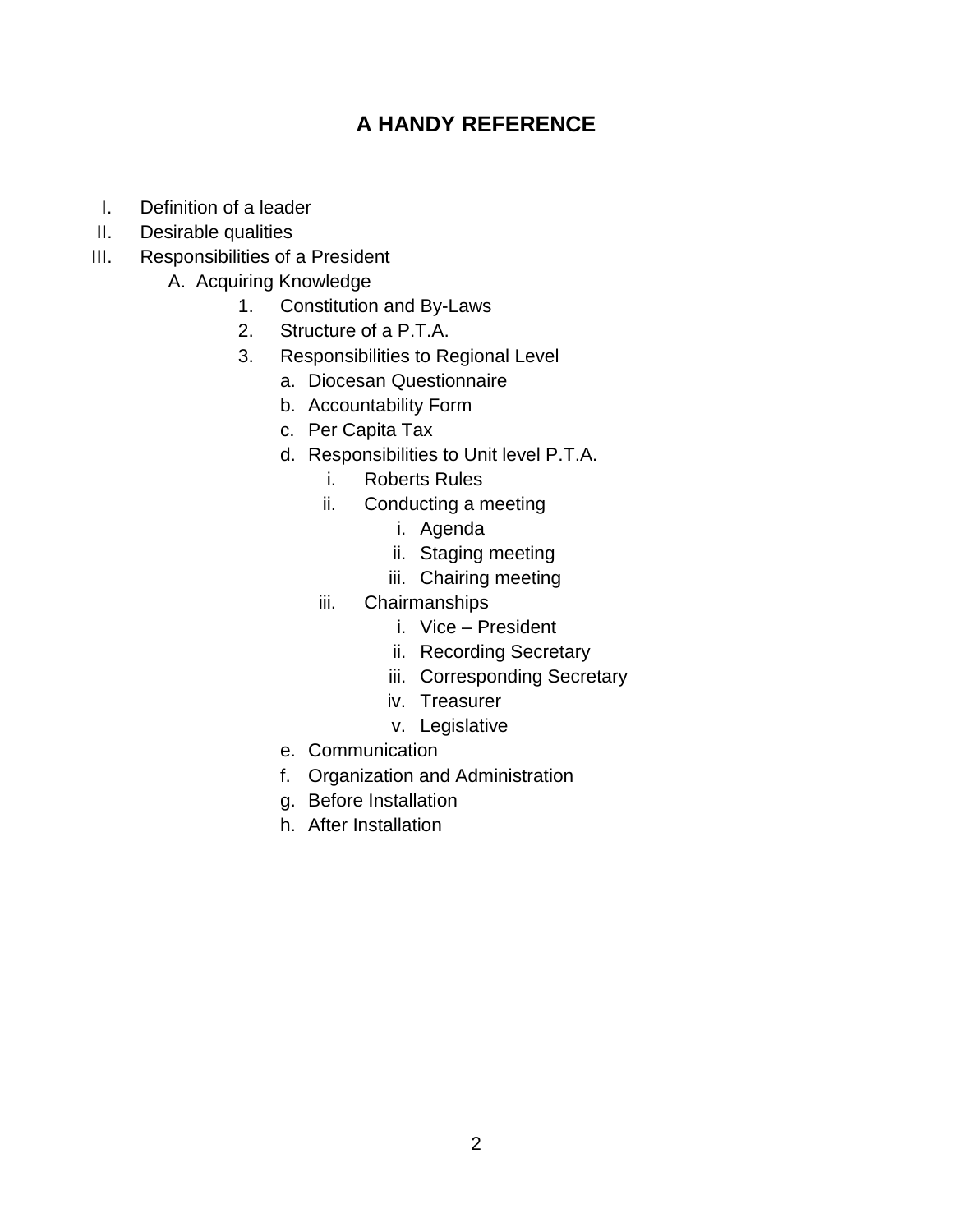# A HANDY REFERENCE

I. Definition of a leader

II. Desirable qualities

III. Responsibilities of a President

- A. Acquiring Knowledge
  1. Constitution and By-Laws
  2. Structure of a P.T.A.
  3. Responsibilities to Regional Level
     - a. Diocesan Questionnaire
     - b. Accountability Form
     - c. Per Capita Tax
     - d. Responsibilities to Unit level P.T.A.
       - i. Roberts Rules
       - ii. Conducting a meeting
         - i. Agenda
         - ii. Staging meeting
         - iii. Chairing meeting
       - iii. Chairmanships
         - i. Vice – President
         - ii. Recording Secretary
         - iii. Corresponding Secretary
         - iv. Treasurer
         - v. Legislative
     - e. Communication
     - f. Organization and Administration
     - g. Before Installation
     - h. After Installation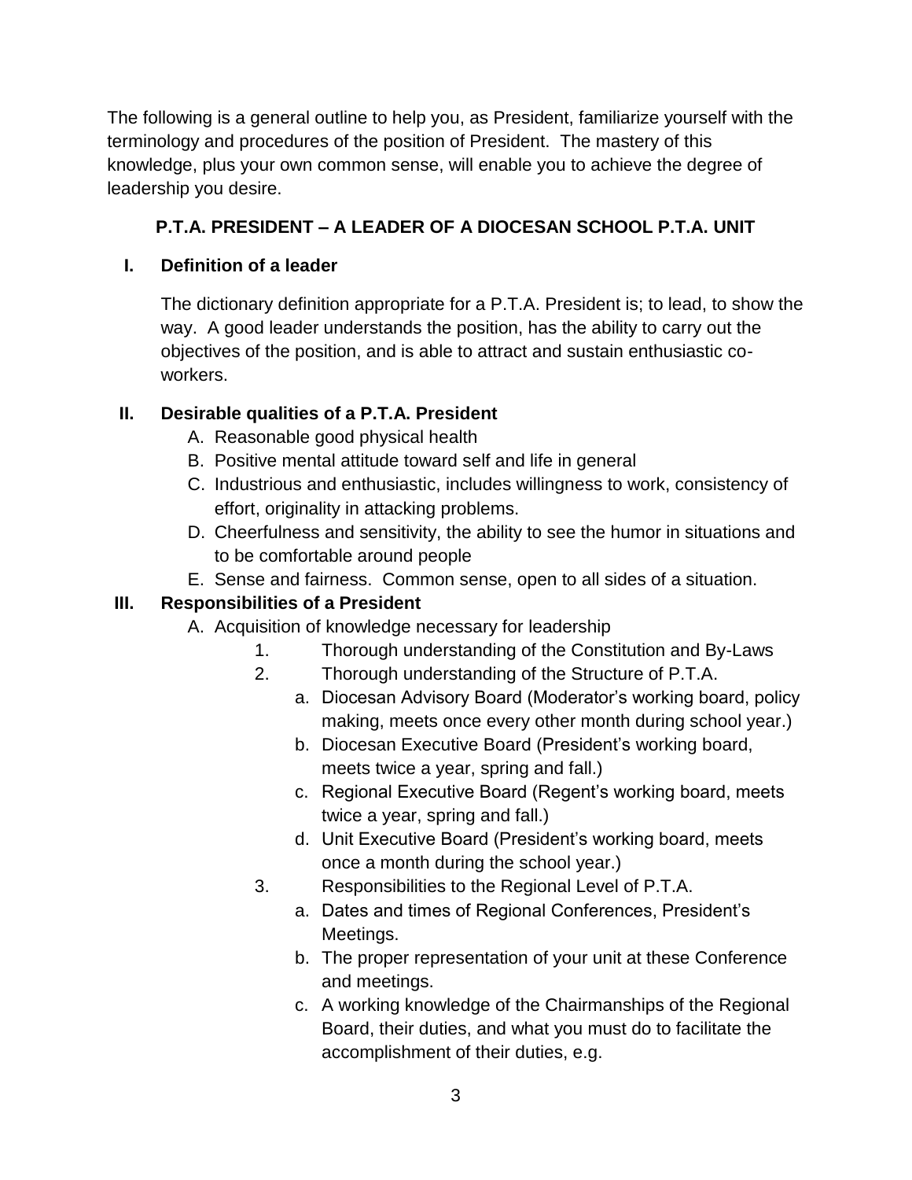The following is a general outline to help you, as President, familiarize yourself with the terminology and procedures of the position of President. The mastery of this knowledge, plus your own common sense, will enable you to achieve the degree of leadership you desire.

## P.T.A. PRESIDENT – A LEADER OF A DIOCESAN SCHOOL P.T.A. UNIT

### I. Definition of a leader

The dictionary definition appropriate for a P.T.A. President is; to lead, to show the way. A good leader understands the position, has the ability to carry out the objectives of the position, and is able to attract and sustain enthusiastic co-workers.

### II. Desirable qualities of a P.T.A. President

A. Reasonable good physical health
B. Positive mental attitude toward self and life in general
C. Industrious and enthusiastic, includes willingness to work, consistency of effort, originality in attacking problems.
D. Cheerfulness and sensitivity, the ability to see the humor in situations and to be comfortable around people
E. Sense and fairness. Common sense, open to all sides of a situation.

### III. Responsibilities of a President

A. Acquisition of knowledge necessary for leadership
   1. Thorough understanding of the Constitution and By-Laws
   2. Thorough understanding of the Structure of P.T.A.
      a. Diocesan Advisory Board (Moderator's working board, policy making, meets once every other month during school year.)
      b. Diocesan Executive Board (President's working board, meets twice a year, spring and fall.)
      c. Regional Executive Board (Regent's working board, meets twice a year, spring and fall.)
      d. Unit Executive Board (President's working board, meets once a month during the school year.)
   3. Responsibilities to the Regional Level of P.T.A.
      a. Dates and times of Regional Conferences, President's Meetings.
      b. The proper representation of your unit at these Conference and meetings.
      c. A working knowledge of the Chairmanships of the Regional Board, their duties, and what you must do to facilitate the accomplishment of their duties, e.g.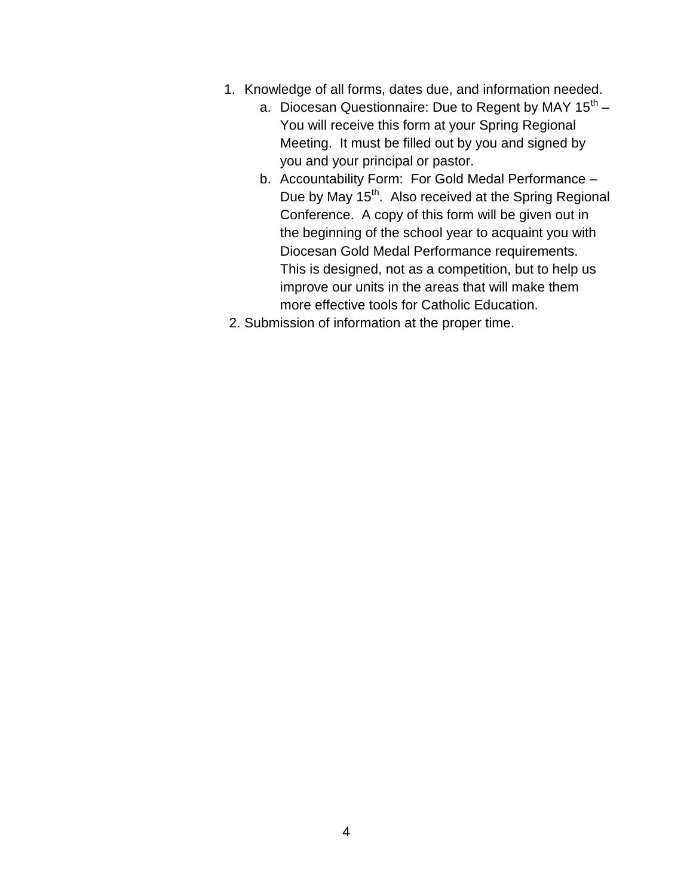1. Knowledge of all forms, dates due, and information needed.
    a. Diocesan Questionnaire: Due to Regent by MAY 15th – You will receive this form at your Spring Regional Meeting. It must be filled out by you and signed by you and your principal or pastor.
    b. Accountability Form: For Gold Medal Performance – Due by May 15th. Also received at the Spring Regional Conference. A copy of this form will be given out in the beginning of the school year to acquaint you with Diocesan Gold Medal Performance requirements. This is designed, not as a competition, but to help us improve our units in the areas that will make them more effective tools for Catholic Education.
2. Submission of information at the proper time.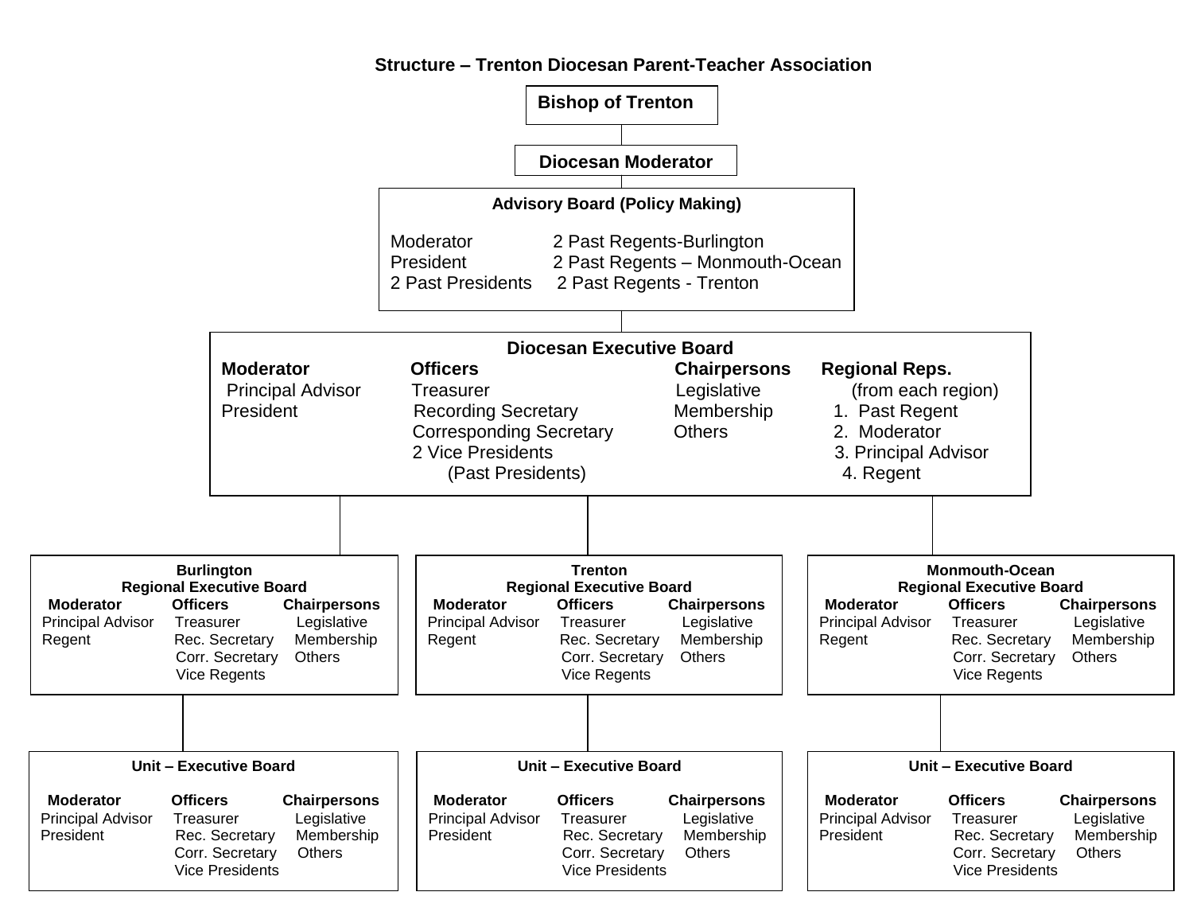## Structure – Trenton Diocesan Parent-Teacher Association

**Bishop of Trenton**

**Diocesan Moderator**

### Advisory Board (Policy Making)

| | |
|---|---|
| Moderator | 2 Past Regents-Burlington |
| President | 2 Past Regents – Monmouth-Ocean |
| 2 Past Presidents | 2 Past Regents - Trenton |

### Diocesan Executive Board

| Moderator | Officers | Chairpersons | Regional Reps. |
|---|---|---|---|
| Principal Advisor | Treasurer | Legislative | (from each region) |
| President | Recording Secretary | Membership | 1. Past Regent |
| | Corresponding Secretary | Others | 2. Moderator |
| | 2 Vice Presidents (Past Presidents) | | 3. Principal Advisor |
| | | | 4. Regent |

### Burlington Regional Executive Board

| Moderator | Officers | Chairpersons |
|---|---|---|
| Principal Advisor | Treasurer | Legislative |
| Regent | Rec. Secretary | Membership |
| | Corr. Secretary | Others |
| | Vice Regents | |

### Trenton Regional Executive Board

| Moderator | Officers | Chairpersons |
|---|---|---|
| Principal Advisor | Treasurer | Legislative |
| Regent | Rec. Secretary | Membership |
| | Corr. Secretary | Others |
| | Vice Regents | |

### Monmouth-Ocean Regional Executive Board

| Moderator | Officers | Chairpersons |
|---|---|---|
| Principal Advisor | Treasurer | Legislative |
| Regent | Rec. Secretary | Membership |
| | Corr. Secretary | Others |
| | Vice Regents | |

### Unit – Executive Board (Burlington)

| Moderator | Officers | Chairpersons |
|---|---|---|
| Principal Advisor | Treasurer | Legislative |
| President | Rec. Secretary | Membership |
| | Corr. Secretary | Others |
| | Vice Presidents | |

### Unit – Executive Board (Trenton)

| Moderator | Officers | Chairpersons |
|---|---|---|
| Principal Advisor | Treasurer | Legislative |
| President | Rec. Secretary | Membership |
| | Corr. Secretary | Others |
| | Vice Presidents | |

### Unit – Executive Board (Monmouth-Ocean)

| Moderator | Officers | Chairpersons |
|---|---|---|
| Principal Advisor | Treasurer | Legislative |
| President | Rec. Secretary | Membership |
| | Corr. Secretary | Others |
| | Vice Presidents | |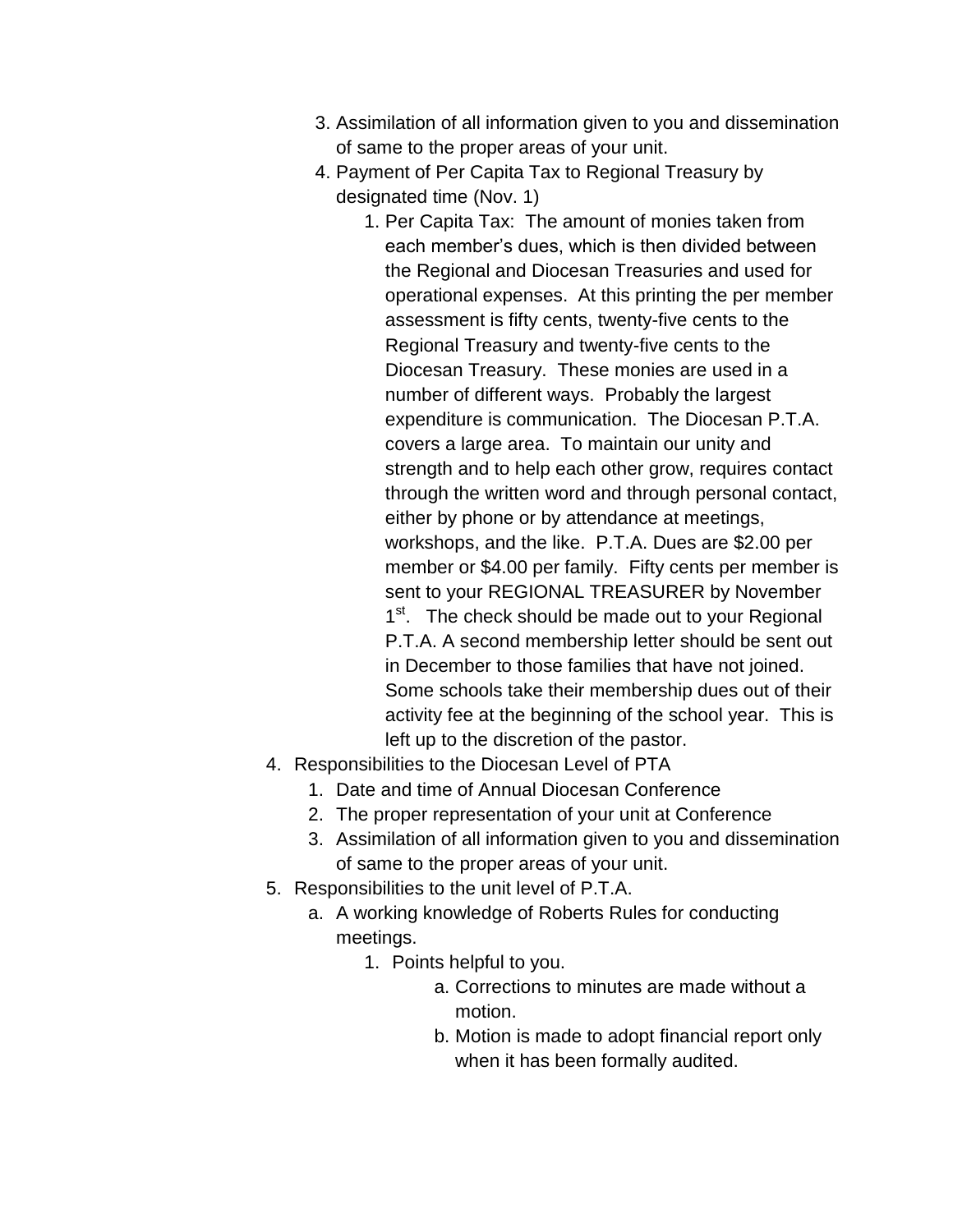3. Assimilation of all information given to you and dissemination of same to the proper areas of your unit.
   4. Payment of Per Capita Tax to Regional Treasury by designated time (Nov. 1)
      1. Per Capita Tax: The amount of monies taken from each member's dues, which is then divided between the Regional and Diocesan Treasuries and used for operational expenses. At this printing the per member assessment is fifty cents, twenty-five cents to the Regional Treasury and twenty-five cents to the Diocesan Treasury. These monies are used in a number of different ways. Probably the largest expenditure is communication. The Diocesan P.T.A. covers a large area. To maintain our unity and strength and to help each other grow, requires contact through the written word and through personal contact, either by phone or by attendance at meetings, workshops, and the like. P.T.A. Dues are $2.00 per member or $4.00 per family. Fifty cents per member is sent to your REGIONAL TREASURER by November 1st. The check should be made out to your Regional P.T.A. A second membership letter should be sent out in December to those families that have not joined. Some schools take their membership dues out of their activity fee at the beginning of the school year. This is left up to the discretion of the pastor.

4. Responsibilities to the Diocesan Level of PTA
   1. Date and time of Annual Diocesan Conference
   2. The proper representation of your unit at Conference
   3. Assimilation of all information given to you and dissemination of same to the proper areas of your unit.
5. Responsibilities to the unit level of P.T.A.
   a. A working knowledge of Roberts Rules for conducting meetings.
      1. Points helpful to you.
         a. Corrections to minutes are made without a motion.
         b. Motion is made to adopt financial report only when it has been formally audited.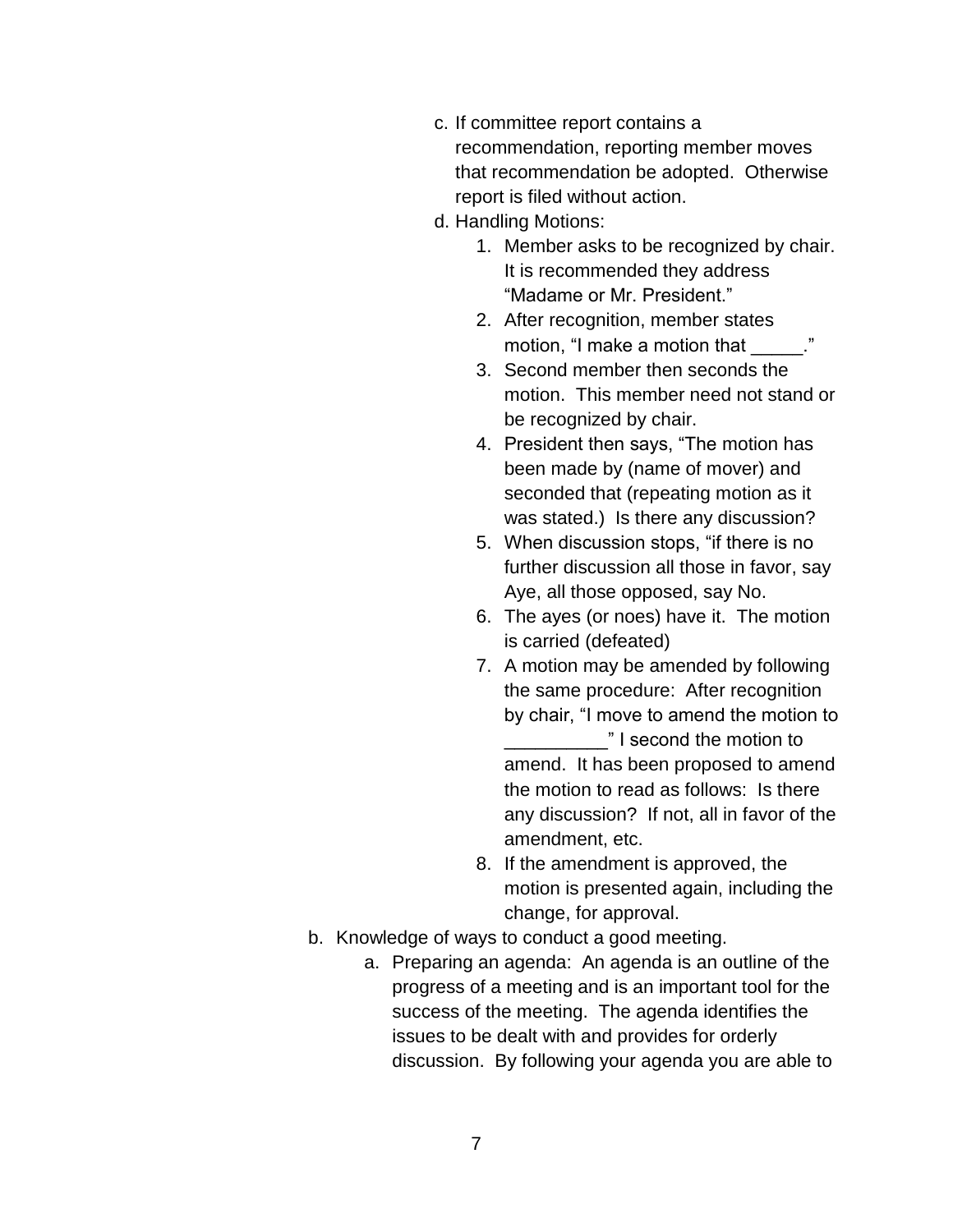c. If committee report contains a recommendation, reporting member moves that recommendation be adopted. Otherwise report is filed without action.

d. Handling Motions:
    1. Member asks to be recognized by chair. It is recommended they address "Madame or Mr. President."
    2. After recognition, member states motion, "I make a motion that _____."
    3. Second member then seconds the motion. This member need not stand or be recognized by chair.
    4. President then says, "The motion has been made by (name of mover) and seconded that (repeating motion as it was stated.) Is there any discussion?
    5. When discussion stops, "if there is no further discussion all those in favor, say Aye, all those opposed, say No.
    6. The ayes (or noes) have it. The motion is carried (defeated)
    7. A motion may be amended by following the same procedure: After recognition by chair, "I move to amend the motion to __________" I second the motion to amend. It has been proposed to amend the motion to read as follows: Is there any discussion? If not, all in favor of the amendment, etc.
    8. If the amendment is approved, the motion is presented again, including the change, for approval.

b. Knowledge of ways to conduct a good meeting.
    a. Preparing an agenda: An agenda is an outline of the progress of a meeting and is an important tool for the success of the meeting. The agenda identifies the issues to be dealt with and provides for orderly discussion. By following your agenda you are able to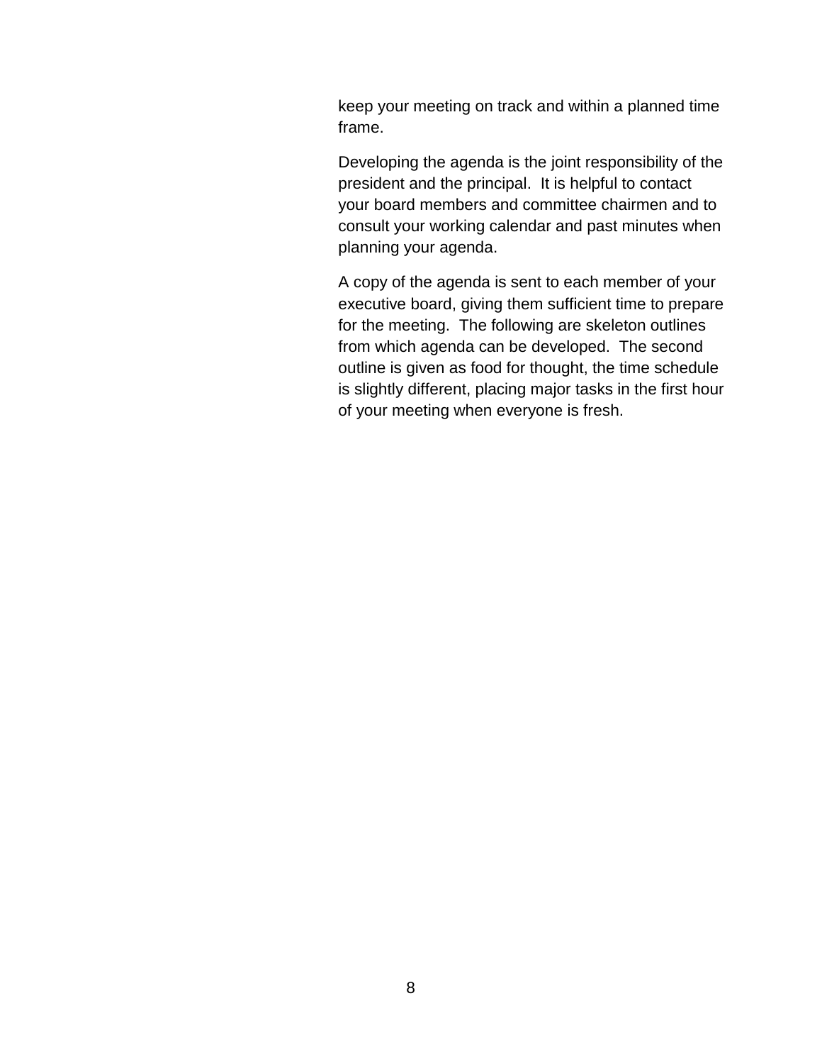keep your meeting on track and within a planned time frame.

Developing the agenda is the joint responsibility of the president and the principal.  It is helpful to contact your board members and committee chairmen and to consult your working calendar and past minutes when planning your agenda.

A copy of the agenda is sent to each member of your executive board, giving them sufficient time to prepare for the meeting.  The following are skeleton outlines from which agenda can be developed.  The second outline is given as food for thought, the time schedule is slightly different, placing major tasks in the first hour of your meeting when everyone is fresh.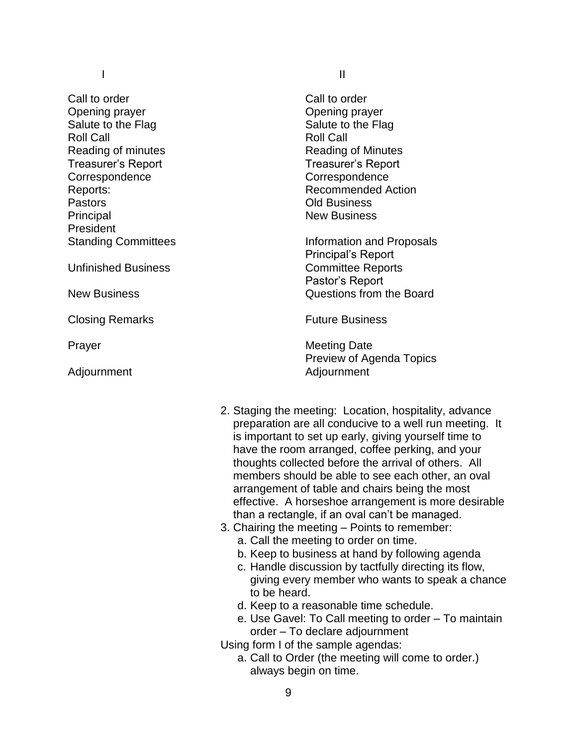| I | II |
|---|---|
| Call to order | Call to order |
| Opening prayer | Opening prayer |
| Salute to the Flag | Salute to the Flag |
| Roll Call | Roll Call |
| Reading of minutes | Reading of Minutes |
| Treasurer's Report | Treasurer's Report |
| Correspondence | Correspondence |
| Reports: | Recommended Action |
| Pastors | Old Business |
| Principal | New Business |
| President | |
| Standing Committees | Information and Proposals |
| | Principal's Report |
| Unfinished Business | Committee Reports |
| | Pastor's Report |
| New Business | Questions from the Board |
| Closing Remarks | Future Business |
| Prayer | Meeting Date |
| | Preview of Agenda Topics |
| Adjournment | Adjournment |

2. Staging the meeting: Location, hospitality, advance preparation are all conducive to a well run meeting. It is important to set up early, giving yourself time to have the room arranged, coffee perking, and your thoughts collected before the arrival of others. All members should be able to see each other, an oval arrangement of table and chairs being the most effective. A horseshoe arrangement is more desirable than a rectangle, if an oval can't be managed.
3. Chairing the meeting – Points to remember:
   a. Call the meeting to order on time.
   b. Keep to business at hand by following agenda
   c. Handle discussion by tactfully directing its flow, giving every member who wants to speak a chance to be heard.
   d. Keep to a reasonable time schedule.
   e. Use Gavel: To Call meeting to order – To maintain order – To declare adjournment

Using form I of the sample agendas:

a. Call to Order (the meeting will come to order.) always begin on time.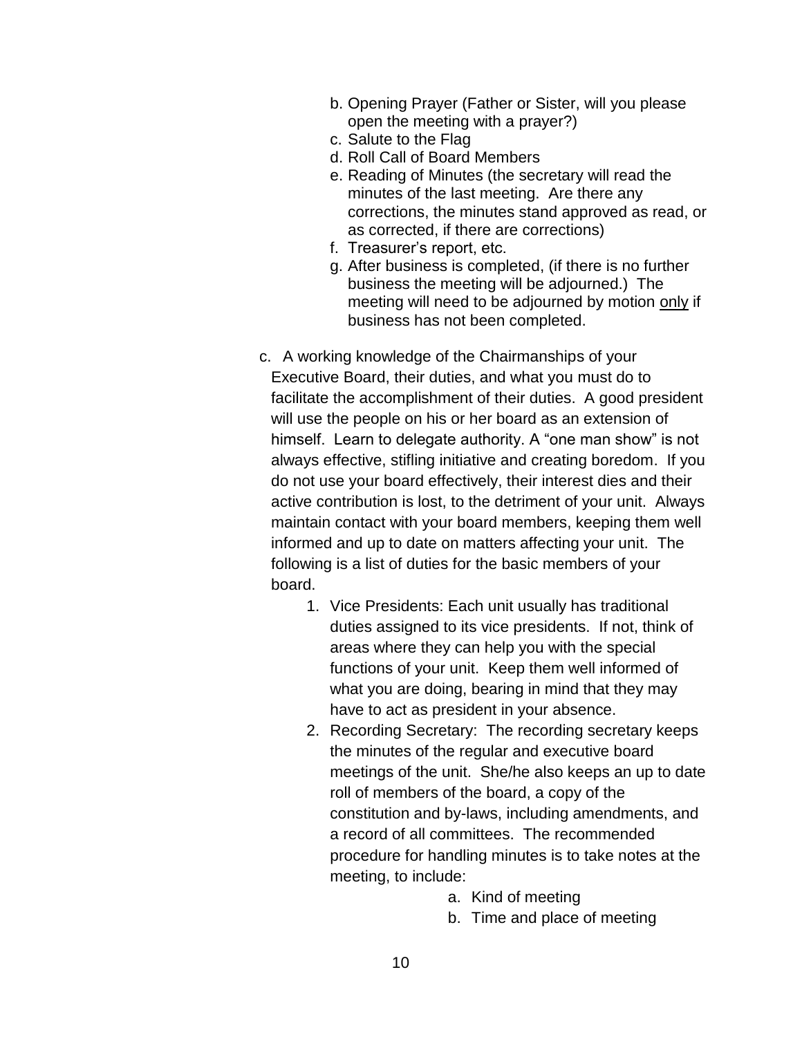b. Opening Prayer (Father or Sister, will you please open the meeting with a prayer?)
c. Salute to the Flag
d. Roll Call of Board Members
e. Reading of Minutes (the secretary will read the minutes of the last meeting. Are there any corrections, the minutes stand approved as read, or as corrected, if there are corrections)
f. Treasurer's report, etc.
g. After business is completed, (if there is no further business the meeting will be adjourned.) The meeting will need to be adjourned by motion <u>only</u> if business has not been completed.

c. A working knowledge of the Chairmanships of your Executive Board, their duties, and what you must do to facilitate the accomplishment of their duties. A good president will use the people on his or her board as an extension of himself. Learn to delegate authority. A "one man show" is not always effective, stifling initiative and creating boredom. If you do not use your board effectively, their interest dies and their active contribution is lost, to the detriment of your unit. Always maintain contact with your board members, keeping them well informed and up to date on matters affecting your unit. The following is a list of duties for the basic members of your board.

1. Vice Presidents: Each unit usually has traditional duties assigned to its vice presidents. If not, think of areas where they can help you with the special functions of your unit. Keep them well informed of what you are doing, bearing in mind that they may have to act as president in your absence.
2. Recording Secretary: The recording secretary keeps the minutes of the regular and executive board meetings of the unit. She/he also keeps an up to date roll of members of the board, a copy of the constitution and by-laws, including amendments, and a record of all committees. The recommended procedure for handling minutes is to take notes at the meeting, to include:
    a. Kind of meeting
    b. Time and place of meeting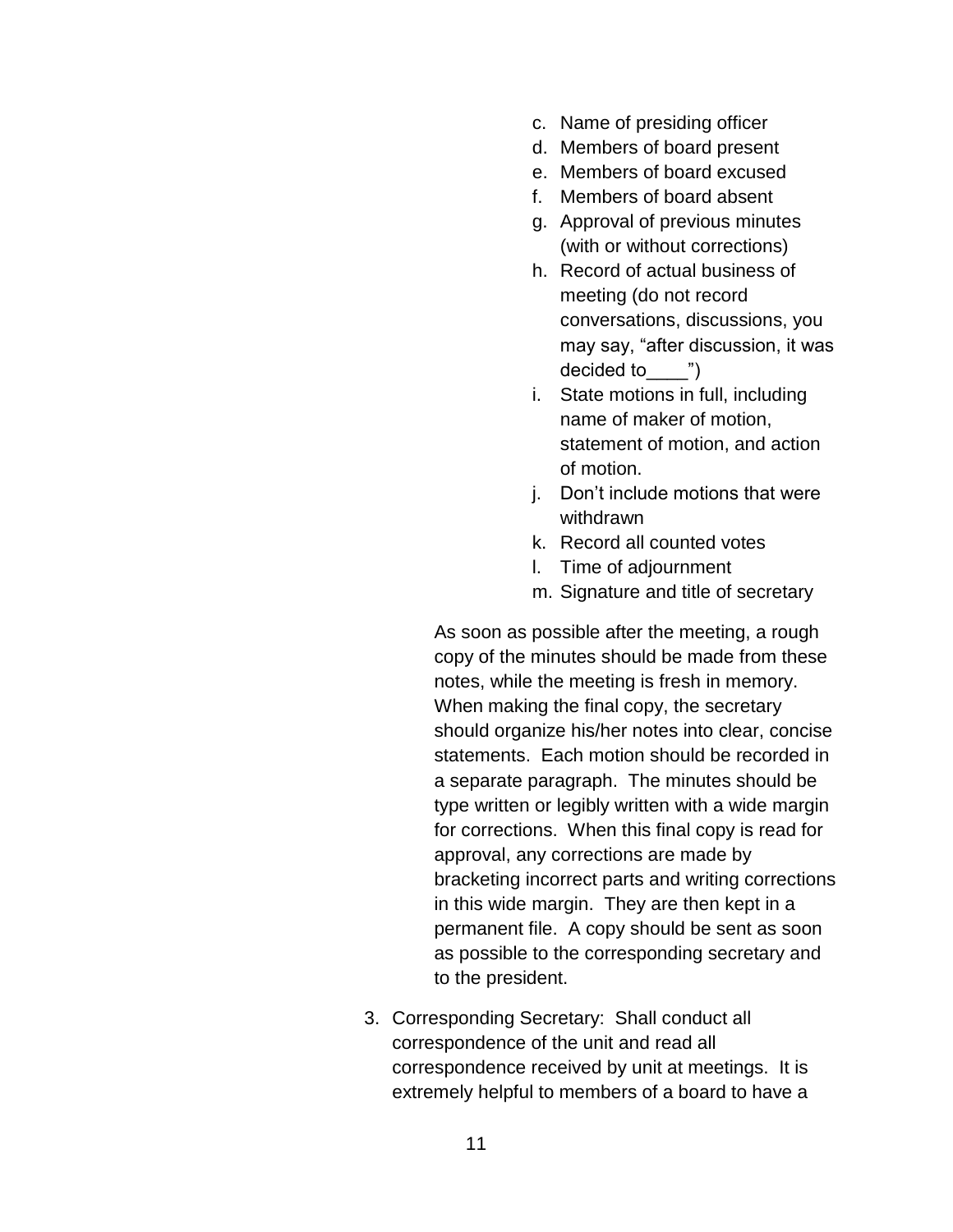c. Name of presiding officer
d. Members of board present
e. Members of board excused
f. Members of board absent
g. Approval of previous minutes (with or without corrections)
h. Record of actual business of meeting (do not record conversations, discussions, you may say, "after discussion, it was decided to____")
i. State motions in full, including name of maker of motion, statement of motion, and action of motion.
j. Don't include motions that were withdrawn
k. Record all counted votes
l. Time of adjournment
m. Signature and title of secretary

As soon as possible after the meeting, a rough copy of the minutes should be made from these notes, while the meeting is fresh in memory. When making the final copy, the secretary should organize his/her notes into clear, concise statements. Each motion should be recorded in a separate paragraph. The minutes should be type written or legibly written with a wide margin for corrections. When this final copy is read for approval, any corrections are made by bracketing incorrect parts and writing corrections in this wide margin. They are then kept in a permanent file. A copy should be sent as soon as possible to the corresponding secretary and to the president.

3. Corresponding Secretary: Shall conduct all correspondence of the unit and read all correspondence received by unit at meetings. It is extremely helpful to members of a board to have a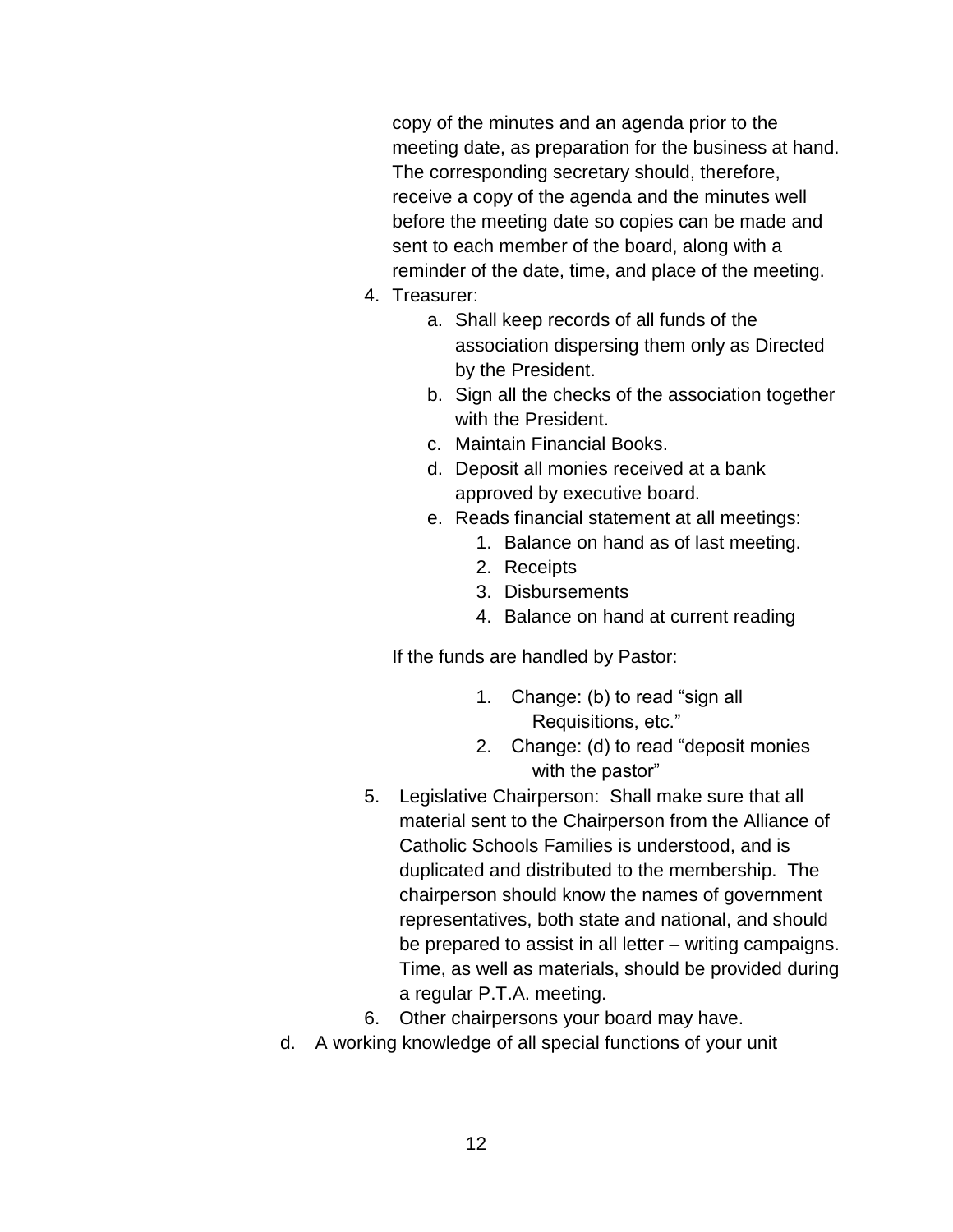copy of the minutes and an agenda prior to the meeting date, as preparation for the business at hand. The corresponding secretary should, therefore, receive a copy of the agenda and the minutes well before the meeting date so copies can be made and sent to each member of the board, along with a reminder of the date, time, and place of the meeting.

4. Treasurer:
    a. Shall keep records of all funds of the association dispersing them only as Directed by the President.
    b. Sign all the checks of the association together with the President.
    c. Maintain Financial Books.
    d. Deposit all monies received at a bank approved by executive board.
    e. Reads financial statement at all meetings:
        1. Balance on hand as of last meeting.
        2. Receipts
        3. Disbursements
        4. Balance on hand at current reading

    If the funds are handled by Pastor:

    1. Change: (b) to read "sign all Requisitions, etc."
    2. Change: (d) to read "deposit monies with the pastor"

5. Legislative Chairperson: Shall make sure that all material sent to the Chairperson from the Alliance of Catholic Schools Families is understood, and is duplicated and distributed to the membership. The chairperson should know the names of government representatives, both state and national, and should be prepared to assist in all letter – writing campaigns. Time, as well as materials, should be provided during a regular P.T.A. meeting.
6. Other chairpersons your board may have.

d. A working knowledge of all special functions of your unit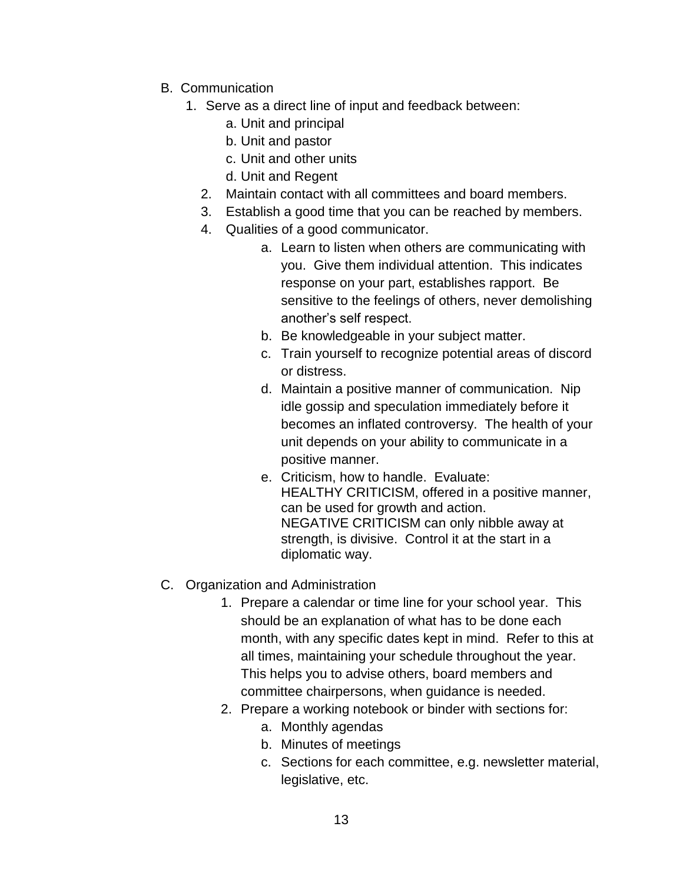B. Communication

1. Serve as a direct line of input and feedback between:
    a. Unit and principal
    b. Unit and pastor
    c. Unit and other units
    d. Unit and Regent
2. Maintain contact with all committees and board members.
3. Establish a good time that you can be reached by members.
4. Qualities of a good communicator.
    a. Learn to listen when others are communicating with you. Give them individual attention. This indicates response on your part, establishes rapport. Be sensitive to the feelings of others, never demolishing another's self respect.
    b. Be knowledgeable in your subject matter.
    c. Train yourself to recognize potential areas of discord or distress.
    d. Maintain a positive manner of communication. Nip idle gossip and speculation immediately before it becomes an inflated controversy. The health of your unit depends on your ability to communicate in a positive manner.
    e. Criticism, how to handle. Evaluate:
       HEALTHY CRITICISM, offered in a positive manner, can be used for growth and action.
       NEGATIVE CRITICISM can only nibble away at strength, is divisive. Control it at the start in a diplomatic way.

C. Organization and Administration

1. Prepare a calendar or time line for your school year. This should be an explanation of what has to be done each month, with any specific dates kept in mind. Refer to this at all times, maintaining your schedule throughout the year. This helps you to advise others, board members and committee chairpersons, when guidance is needed.
2. Prepare a working notebook or binder with sections for:
    a. Monthly agendas
    b. Minutes of meetings
    c. Sections for each committee, e.g. newsletter material, legislative, etc.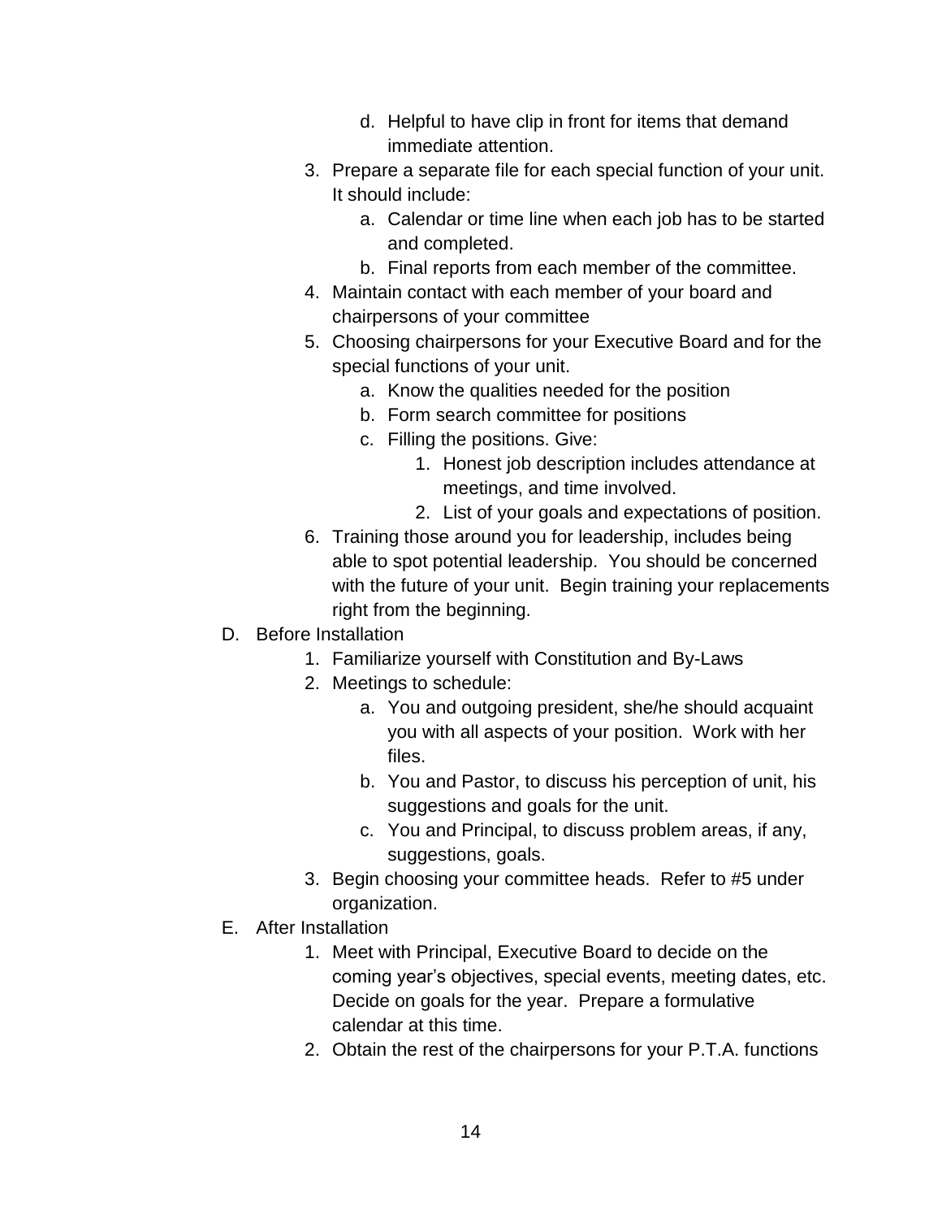d. Helpful to have clip in front for items that demand immediate attention.

    3. Prepare a separate file for each special function of your unit. It should include:
        a. Calendar or time line when each job has to be started and completed.
        b. Final reports from each member of the committee.
    4. Maintain contact with each member of your board and chairpersons of your committee
    5. Choosing chairpersons for your Executive Board and for the special functions of your unit.
        a. Know the qualities needed for the position
        b. Form search committee for positions
        c. Filling the positions. Give:
            1. Honest job description includes attendance at meetings, and time involved.
            2. List of your goals and expectations of position.
    6. Training those around you for leadership, includes being able to spot potential leadership. You should be concerned with the future of your unit. Begin training your replacements right from the beginning.

D. Before Installation
    1. Familiarize yourself with Constitution and By-Laws
    2. Meetings to schedule:
        a. You and outgoing president, she/he should acquaint you with all aspects of your position. Work with her files.
        b. You and Pastor, to discuss his perception of unit, his suggestions and goals for the unit.
        c. You and Principal, to discuss problem areas, if any, suggestions, goals.
    3. Begin choosing your committee heads. Refer to #5 under organization.

E. After Installation
    1. Meet with Principal, Executive Board to decide on the coming year's objectives, special events, meeting dates, etc. Decide on goals for the year. Prepare a formulative calendar at this time.
    2. Obtain the rest of the chairpersons for your P.T.A. functions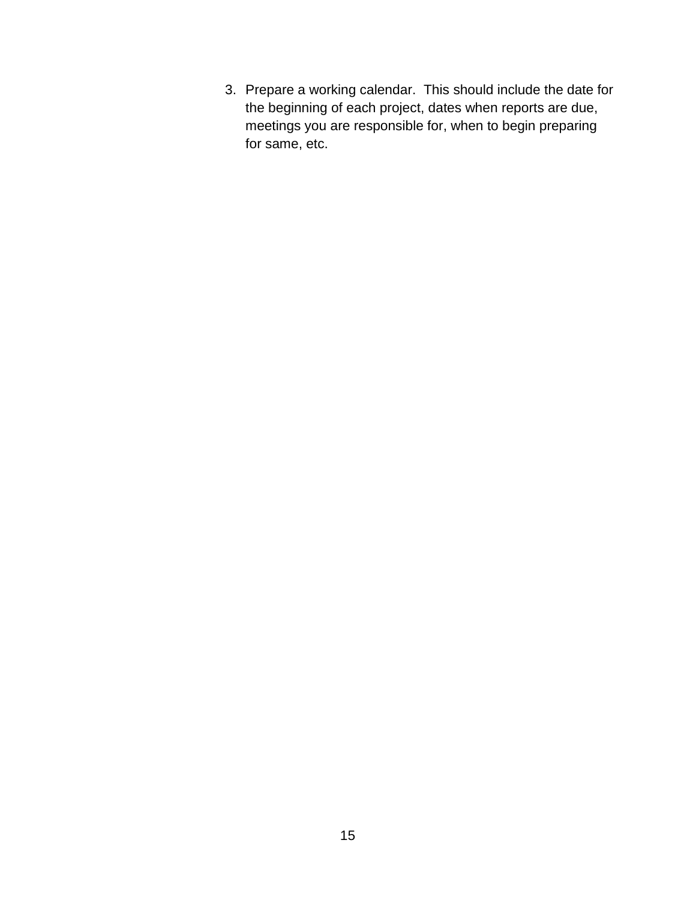3. Prepare a working calendar. This should include the date for the beginning of each project, dates when reports are due, meetings you are responsible for, when to begin preparing for same, etc.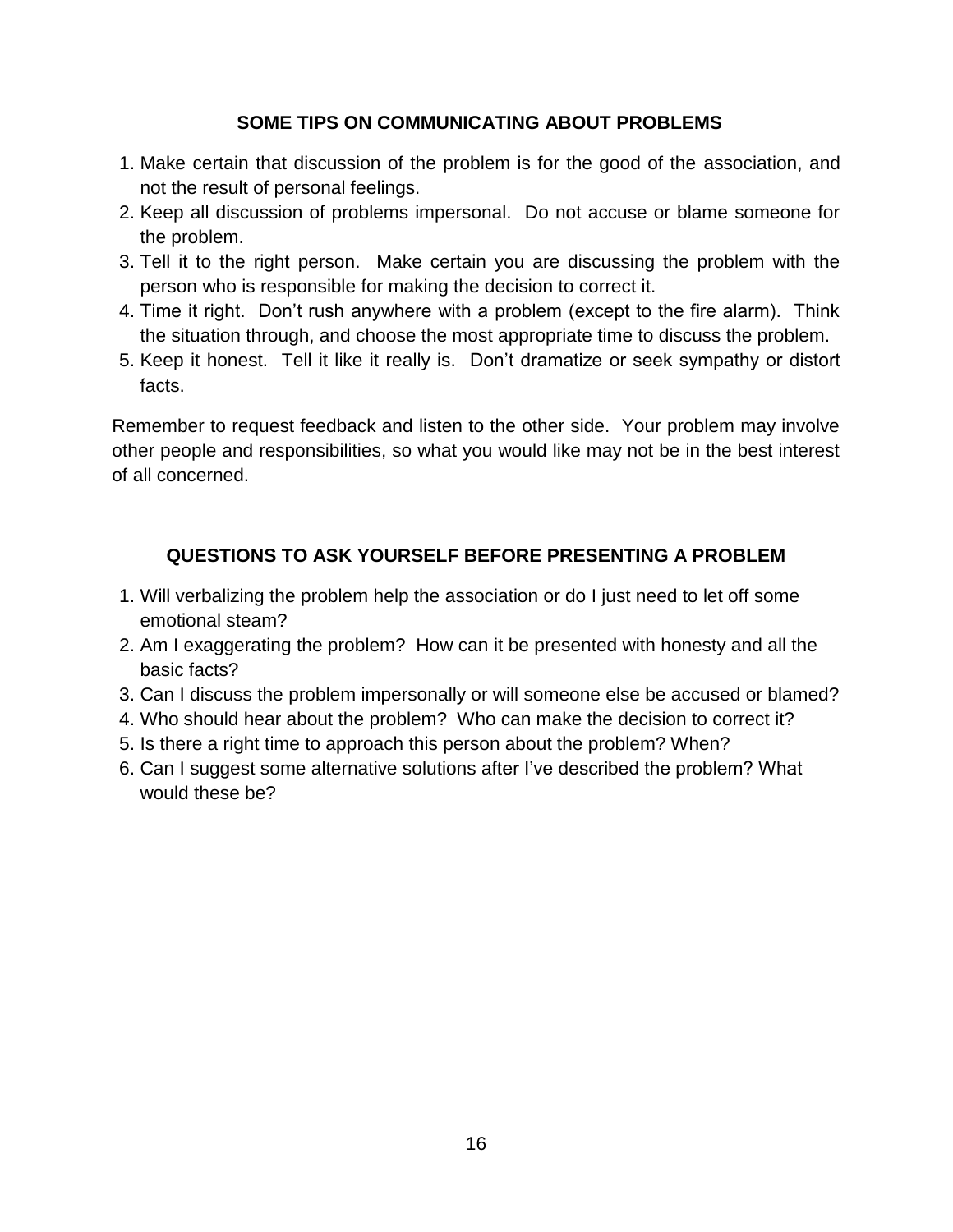## SOME TIPS ON COMMUNICATING ABOUT PROBLEMS

1. Make certain that discussion of the problem is for the good of the association, and not the result of personal feelings.
2. Keep all discussion of problems impersonal. Do not accuse or blame someone for the problem.
3. Tell it to the right person. Make certain you are discussing the problem with the person who is responsible for making the decision to correct it.
4. Time it right. Don't rush anywhere with a problem (except to the fire alarm). Think the situation through, and choose the most appropriate time to discuss the problem.
5. Keep it honest. Tell it like it really is. Don't dramatize or seek sympathy or distort facts.

Remember to request feedback and listen to the other side. Your problem may involve other people and responsibilities, so what you would like may not be in the best interest of all concerned.

## QUESTIONS TO ASK YOURSELF BEFORE PRESENTING A PROBLEM

1. Will verbalizing the problem help the association or do I just need to let off some emotional steam?
2. Am I exaggerating the problem? How can it be presented with honesty and all the basic facts?
3. Can I discuss the problem impersonally or will someone else be accused or blamed?
4. Who should hear about the problem? Who can make the decision to correct it?
5. Is there a right time to approach this person about the problem? When?
6. Can I suggest some alternative solutions after I've described the problem? What would these be?